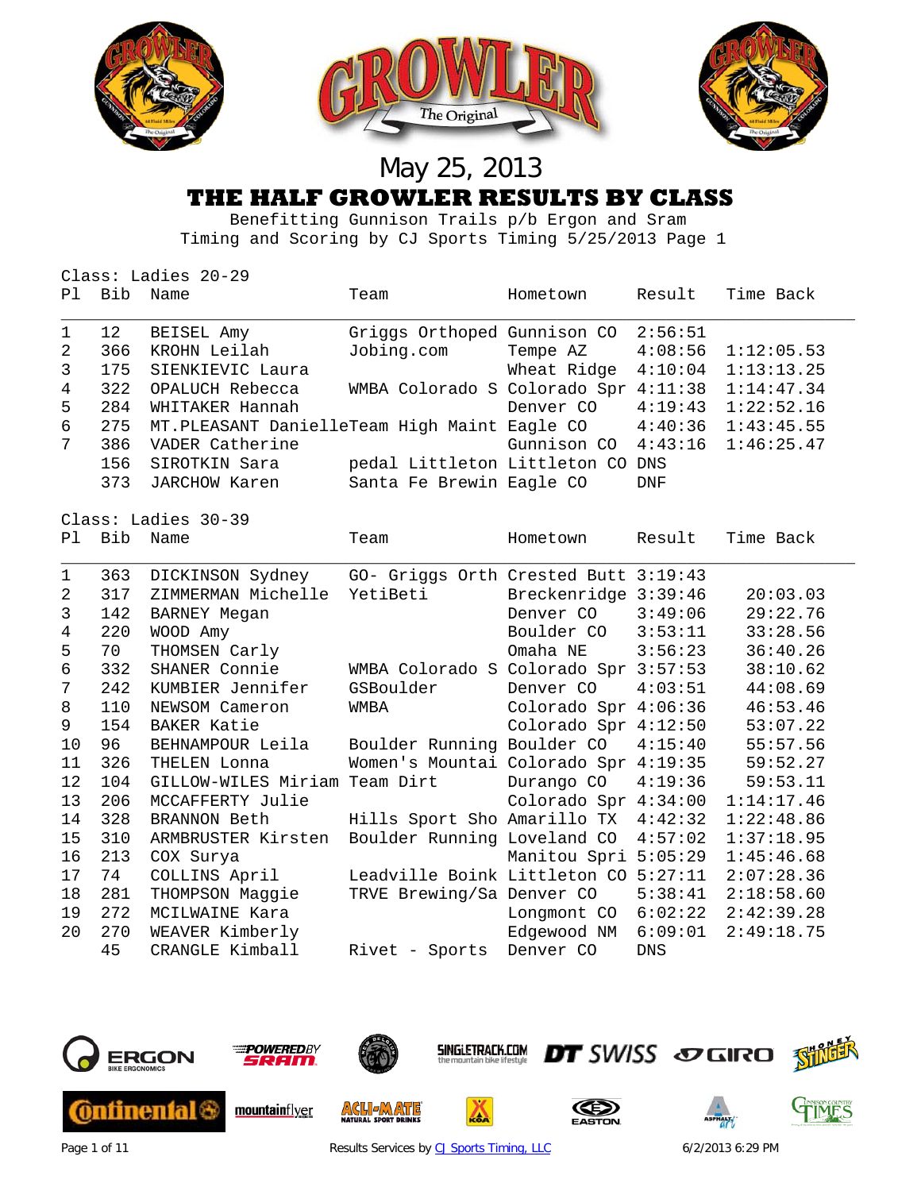May 25, 2013

# THE HALF GROWLER RESULTS BY CLASS

Benefitting Gunnison Trails p/b Ergon and Sram
Timing and Scoring by CJ Sports Timing 5/25/2013 Page 1

Class: Ladies 20-29

| Pl | Bib | Name | Team | Hometown | Result | Time Back |
|---|---|---|---|---|---|---|
| 1 | 12 | BEISEL Amy | Griggs Orthoped | Gunnison CO | 2:56:51 | |
| 2 | 366 | KROHN Leilah | Jobing.com | Tempe AZ | 4:08:56 | 1:12:05.53 |
| 3 | 175 | SIENKIEVIC Laura | | Wheat Ridge | 4:10:04 | 1:13:13.25 |
| 4 | 322 | OPALUCH Rebecca | WMBA Colorado S | Colorado Spr | 4:11:38 | 1:14:47.34 |
| 5 | 284 | WHITAKER Hannah | | Denver CO | 4:19:43 | 1:22:52.16 |
| 6 | 275 | MT.PLEASANT Danielle | Team High Maint | Eagle CO | 4:40:36 | 1:43:45.55 |
| 7 | 386 | VADER Catherine | | Gunnison CO | 4:43:16 | 1:46:25.47 |
| | 156 | SIROTKIN Sara | pedal Littleton | Littleton CO | DNS | |
| | 373 | JARCHOW Karen | Santa Fe Brewin | Eagle CO | DNF | |

Class: Ladies 30-39

| Pl | Bib | Name | Team | Hometown | Result | Time Back |
|---|---|---|---|---|---|---|
| 1 | 363 | DICKINSON Sydney | GO- Griggs Orth | Crested Butt | 3:19:43 | |
| 2 | 317 | ZIMMERMAN Michelle | YetiBeti | Breckenridge | 3:39:46 | 20:03.03 |
| 3 | 142 | BARNEY Megan | | Denver CO | 3:49:06 | 29:22.76 |
| 4 | 220 | WOOD Amy | | Boulder CO | 3:53:11 | 33:28.56 |
| 5 | 70 | THOMSEN Carly | | Omaha NE | 3:56:23 | 36:40.26 |
| 6 | 332 | SHANER Connie | WMBA Colorado S | Colorado Spr | 3:57:53 | 38:10.62 |
| 7 | 242 | KUMBIER Jennifer | GSBoulder | Denver CO | 4:03:51 | 44:08.69 |
| 8 | 110 | NEWSOM Cameron | WMBA | Colorado Spr | 4:06:36 | 46:53.46 |
| 9 | 154 | BAKER Katie | | Colorado Spr | 4:12:50 | 53:07.22 |
| 10 | 96 | BEHNAMPOUR Leila | Boulder Running | Boulder CO | 4:15:40 | 55:57.56 |
| 11 | 326 | THELEN Lonna | Women's Mountai | Colorado Spr | 4:19:35 | 59:52.27 |
| 12 | 104 | GILLOW-WILES Miriam | Team Dirt | Durango CO | 4:19:36 | 59:53.11 |
| 13 | 206 | MCCAFFERTY Julie | | Colorado Spr | 4:34:00 | 1:14:17.46 |
| 14 | 328 | BRANNON Beth | Hills Sport Sho | Amarillo TX | 4:42:32 | 1:22:48.86 |
| 15 | 310 | ARMBRUSTER Kirsten | Boulder Running | Loveland CO | 4:57:02 | 1:37:18.95 |
| 16 | 213 | COX Surya | | Manitou Spri | 5:05:29 | 1:45:46.68 |
| 17 | 74 | COLLINS April | Leadville Boink | Littleton CO | 5:27:11 | 2:07:28.36 |
| 18 | 281 | THOMPSON Maggie | TRVE Brewing/Sa | Denver CO | 5:38:41 | 2:18:58.60 |
| 19 | 272 | MCILWAINE Kara | | Longmont CO | 6:02:22 | 2:42:39.28 |
| 20 | 270 | WEAVER Kimberly | | Edgewood NM | 6:09:01 | 2:49:18.75 |
| | 45 | CRANGLE Kimball | Rivet - Sports | Denver CO | DNS | |

Results Services by CJ Sports Timing, LLC

6/2/2013 6:29 PM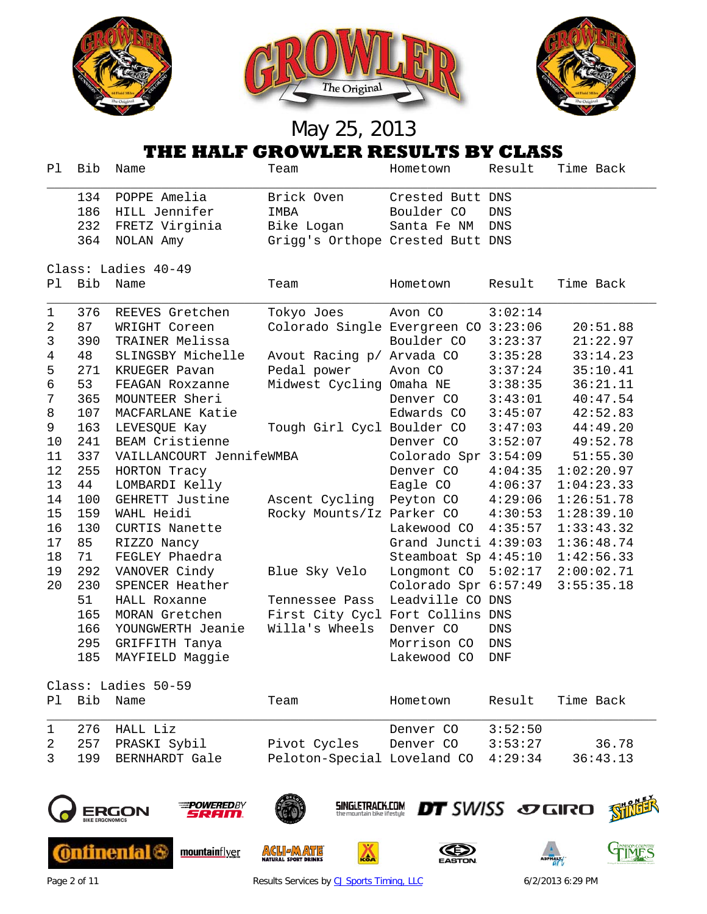May 25, 2013

# THE HALF GROWLER RESULTS BY CLASS

| Pl | Bib | Name | Team | Hometown | Result | Time Back |
|---|---|---|---|---|---|---|
| | 134 | POPPE Amelia | Brick Oven | Crested Butt | DNS | |
| | 186 | HILL Jennifer | IMBA | Boulder CO | DNS | |
| | 232 | FRETZ Virginia | Bike Logan | Santa Fe NM | DNS | |
| | 364 | NOLAN Amy | Grigg's Orthope | Crested Butt | DNS | |

Class: Ladies 40-49

| Pl | Bib | Name | Team | Hometown | Result | Time Back |
|---|---|---|---|---|---|---|
| 1 | 376 | REEVES Gretchen | Tokyo Joes | Avon CO | 3:02:14 | |
| 2 | 87 | WRIGHT Coreen | Colorado Single | Evergreen CO | 3:23:06 | 20:51.88 |
| 3 | 390 | TRAINER Melissa | | Boulder CO | 3:23:37 | 21:22.97 |
| 4 | 48 | SLINGSBY Michelle | Avout Racing p/ | Arvada CO | 3:35:28 | 33:14.23 |
| 5 | 271 | KRUEGER Pavan | Pedal power | Avon CO | 3:37:24 | 35:10.41 |
| 6 | 53 | FEAGAN Roxzanne | Midwest Cycling | Omaha NE | 3:38:35 | 36:21.11 |
| 7 | 365 | MOUNTEER Sheri | | Denver CO | 3:43:01 | 40:47.54 |
| 8 | 107 | MACFARLANE Katie | | Edwards CO | 3:45:07 | 42:52.83 |
| 9 | 163 | LEVESQUE Kay | Tough Girl Cycl | Boulder CO | 3:47:03 | 44:49.20 |
| 10 | 241 | BEAM Cristienne | | Denver CO | 3:52:07 | 49:52.78 |
| 11 | 337 | VAILLANCOURT Jennife | WMBA | Colorado Spr | 3:54:09 | 51:55.30 |
| 12 | 255 | HORTON Tracy | | Denver CO | 4:04:35 | 1:02:20.97 |
| 13 | 44 | LOMBARDI Kelly | | Eagle CO | 4:06:37 | 1:04:23.33 |
| 14 | 100 | GEHRETT Justine | Ascent Cycling | Peyton CO | 4:29:06 | 1:26:51.78 |
| 15 | 159 | WAHL Heidi | Rocky Mounts/Iz | Parker CO | 4:30:53 | 1:28:39.10 |
| 16 | 130 | CURTIS Nanette | | Lakewood CO | 4:35:57 | 1:33:43.32 |
| 17 | 85 | RIZZO Nancy | | Grand Juncti | 4:39:03 | 1:36:48.74 |
| 18 | 71 | FEGLEY Phaedra | | Steamboat Sp | 4:45:10 | 1:42:56.33 |
| 19 | 292 | VANOVER Cindy | Blue Sky Velo | Longmont CO | 5:02:17 | 2:00:02.71 |
| 20 | 230 | SPENCER Heather | | Colorado Spr | 6:57:49 | 3:55:35.18 |
| | 51 | HALL Roxanne | Tennessee Pass | Leadville CO | DNS | |
| | 165 | MORAN Gretchen | First City Cycl | Fort Collins | DNS | |
| | 166 | YOUNGWERTH Jeanie | Willa's Wheels | Denver CO | DNS | |
| | 295 | GRIFFITH Tanya | | Morrison CO | DNS | |
| | 185 | MAYFIELD Maggie | | Lakewood CO | DNF | |

Class: Ladies 50-59

| Pl | Bib | Name | Team | Hometown | Result | Time Back |
|---|---|---|---|---|---|---|
| 1 | 276 | HALL Liz | | Denver CO | 3:52:50 | |
| 2 | 257 | PRASKI Sybil | Pivot Cycles | Denver CO | 3:53:27 | 36.78 |
| 3 | 199 | BERNHARDT Gale | Peloton-Special | Loveland CO | 4:29:34 | 36:43.13 |

Results Services by CJ Sports Timing, LLC

6/2/2013 6:29 PM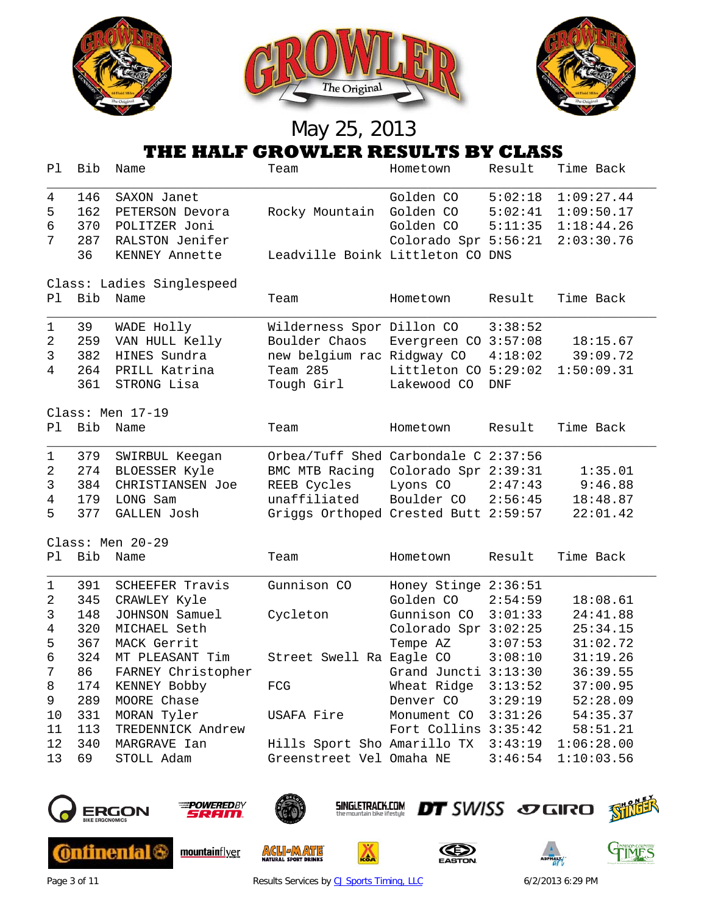May 25, 2013

# THE HALF GROWLER RESULTS BY CLASS

| Pl | Bib | Name | Team | Hometown | Result | Time Back |
|---|---|---|---|---|---|---|
| 4 | 146 | SAXON Janet | | Golden CO | 5:02:18 | 1:09:27.44 |
| 5 | 162 | PETERSON Devora | Rocky Mountain | Golden CO | 5:02:41 | 1:09:50.17 |
| 6 | 370 | POLITZER Joni | | Golden CO | 5:11:35 | 1:18:44.26 |
| 7 | 287 | RALSTON Jenifer | | Colorado Spr | 5:56:21 | 2:03:30.76 |
| | 36 | KENNEY Annette | Leadville Boink | Littleton CO | DNS | |

Class: Ladies Singlespeed

| Pl | Bib | Name | Team | Hometown | Result | Time Back |
|---|---|---|---|---|---|---|
| 1 | 39 | WADE Holly | Wilderness Spor | Dillon CO | 3:38:52 | |
| 2 | 259 | VAN HULL Kelly | Boulder Chaos | Evergreen CO | 3:57:08 | 18:15.67 |
| 3 | 382 | HINES Sundra | new belgium rac | Ridgway CO | 4:18:02 | 39:09.72 |
| 4 | 264 | PRILL Katrina | Team 285 | Littleton CO | 5:29:02 | 1:50:09.31 |
| | 361 | STRONG Lisa | Tough Girl | Lakewood CO | DNF | |

Class: Men 17-19

| Pl | Bib | Name | Team | Hometown | Result | Time Back |
|---|---|---|---|---|---|---|
| 1 | 379 | SWIRBUL Keegan | Orbea/Tuff Shed | Carbondale C | 2:37:56 | |
| 2 | 274 | BLOESSER Kyle | BMC MTB Racing | Colorado Spr | 2:39:31 | 1:35.01 |
| 3 | 384 | CHRISTIANSEN Joe | REEB Cycles | Lyons CO | 2:47:43 | 9:46.88 |
| 4 | 179 | LONG Sam | unaffiliated | Boulder CO | 2:56:45 | 18:48.87 |
| 5 | 377 | GALLEN Josh | Griggs Orthoped | Crested Butt | 2:59:57 | 22:01.42 |

Class: Men 20-29

| Pl | Bib | Name | Team | Hometown | Result | Time Back |
|---|---|---|---|---|---|---|
| 1 | 391 | SCHEEFER Travis | Gunnison CO | Honey Stinge | 2:36:51 | |
| 2 | 345 | CRAWLEY Kyle | | Golden CO | 2:54:59 | 18:08.61 |
| 3 | 148 | JOHNSON Samuel | Cycleton | Gunnison CO | 3:01:33 | 24:41.88 |
| 4 | 320 | MICHAEL Seth | | Colorado Spr | 3:02:25 | 25:34.15 |
| 5 | 367 | MACK Gerrit | | Tempe AZ | 3:07:53 | 31:02.72 |
| 6 | 324 | MT PLEASANT Tim | Street Swell Ra | Eagle CO | 3:08:10 | 31:19.26 |
| 7 | 86 | FARNEY Christopher | | Grand Juncti | 3:13:30 | 36:39.55 |
| 8 | 174 | KENNEY Bobby | FCG | Wheat Ridge | 3:13:52 | 37:00.95 |
| 9 | 289 | MOORE Chase | | Denver CO | 3:29:19 | 52:28.09 |
| 10 | 331 | MORAN Tyler | USAFA Fire | Monument CO | 3:31:26 | 54:35.37 |
| 11 | 113 | TREDENNICK Andrew | | Fort Collins | 3:35:42 | 58:51.21 |
| 12 | 340 | MARGRAVE Ian | Hills Sport Sho | Amarillo TX | 3:43:19 | 1:06:28.00 |
| 13 | 69 | STOLL Adam | Greenstreet Vel | Omaha NE | 3:46:54 | 1:10:03.56 |

Results Services by CJ Sports Timing, LLC

6/2/2013 6:29 PM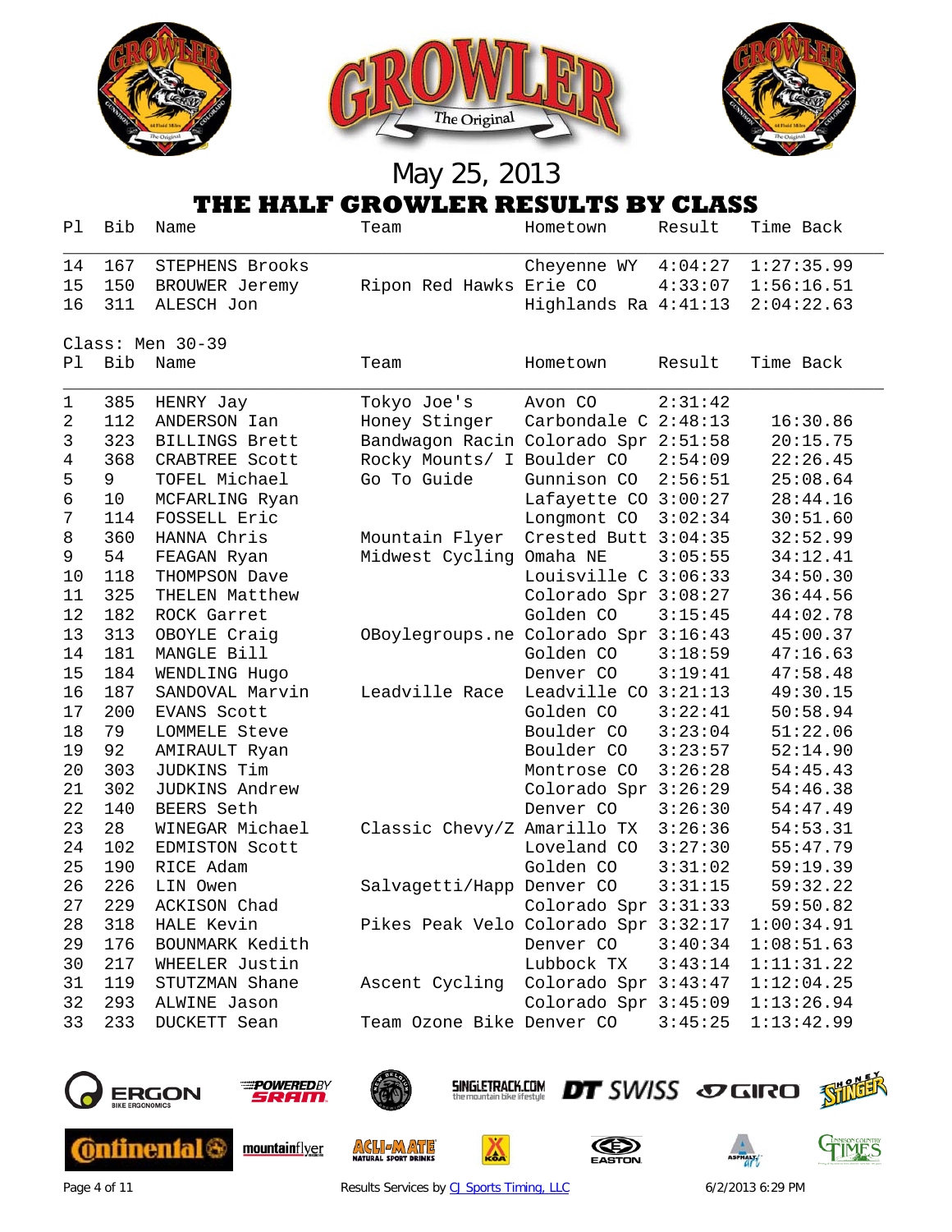May 25, 2013

# THE HALF GROWLER RESULTS BY CLASS

| Pl | Bib | Name | Team | Hometown | Result | Time Back |
|---|---|---|---|---|---|---|
| 14 | 167 | STEPHENS Brooks | | Cheyenne WY | 4:04:27 | 1:27:35.99 |
| 15 | 150 | BROUWER Jeremy | Ripon Red Hawks | Erie CO | 4:33:07 | 1:56:16.51 |
| 16 | 311 | ALESCH Jon | | Highlands Ra | 4:41:13 | 2:04:22.63 |

Class: Men 30-39

| Pl | Bib | Name | Team | Hometown | Result | Time Back |
|---|---|---|---|---|---|---|
| 1 | 385 | HENRY Jay | Tokyo Joe's | Avon CO | 2:31:42 | |
| 2 | 112 | ANDERSON Ian | Honey Stinger | Carbondale C | 2:48:13 | 16:30.86 |
| 3 | 323 | BILLINGS Brett | Bandwagon Racin | Colorado Spr | 2:51:58 | 20:15.75 |
| 4 | 368 | CRABTREE Scott | Rocky Mounts/ I | Boulder CO | 2:54:09 | 22:26.45 |
| 5 | 9 | TOFEL Michael | Go To Guide | Gunnison CO | 2:56:51 | 25:08.64 |
| 6 | 10 | MCFARLING Ryan | | Lafayette CO | 3:00:27 | 28:44.16 |
| 7 | 114 | FOSSELL Eric | | Longmont CO | 3:02:34 | 30:51.60 |
| 8 | 360 | HANNA Chris | Mountain Flyer | Crested Butt | 3:04:35 | 32:52.99 |
| 9 | 54 | FEAGAN Ryan | Midwest Cycling | Omaha NE | 3:05:55 | 34:12.41 |
| 10 | 118 | THOMPSON Dave | | Louisville C | 3:06:33 | 34:50.30 |
| 11 | 325 | THELEN Matthew | | Colorado Spr | 3:08:27 | 36:44.56 |
| 12 | 182 | ROCK Garret | | Golden CO | 3:15:45 | 44:02.78 |
| 13 | 313 | OBOYLE Craig | OBoylegroups.ne | Colorado Spr | 3:16:43 | 45:00.37 |
| 14 | 181 | MANGLE Bill | | Golden CO | 3:18:59 | 47:16.63 |
| 15 | 184 | WENDLING Hugo | | Denver CO | 3:19:41 | 47:58.48 |
| 16 | 187 | SANDOVAL Marvin | Leadville Race | Leadville CO | 3:21:13 | 49:30.15 |
| 17 | 200 | EVANS Scott | | Golden CO | 3:22:41 | 50:58.94 |
| 18 | 79 | LOMMELE Steve | | Boulder CO | 3:23:04 | 51:22.06 |
| 19 | 92 | AMIRAULT Ryan | | Boulder CO | 3:23:57 | 52:14.90 |
| 20 | 303 | JUDKINS Tim | | Montrose CO | 3:26:28 | 54:45.43 |
| 21 | 302 | JUDKINS Andrew | | Colorado Spr | 3:26:29 | 54:46.38 |
| 22 | 140 | BEERS Seth | | Denver CO | 3:26:30 | 54:47.49 |
| 23 | 28 | WINEGAR Michael | Classic Chevy/Z | Amarillo TX | 3:26:36 | 54:53.31 |
| 24 | 102 | EDMISTON Scott | | Loveland CO | 3:27:30 | 55:47.79 |
| 25 | 190 | RICE Adam | | Golden CO | 3:31:02 | 59:19.39 |
| 26 | 226 | LIN Owen | Salvagetti/Happ | Denver CO | 3:31:15 | 59:32.22 |
| 27 | 229 | ACKISON Chad | | Colorado Spr | 3:31:33 | 59:50.82 |
| 28 | 318 | HALE Kevin | Pikes Peak Velo | Colorado Spr | 3:32:17 | 1:00:34.91 |
| 29 | 176 | BOUNMARK Kedith | | Denver CO | 3:40:34 | 1:08:51.63 |
| 30 | 217 | WHEELER Justin | | Lubbock TX | 3:43:14 | 1:11:31.22 |
| 31 | 119 | STUTZMAN Shane | Ascent Cycling | Colorado Spr | 3:43:47 | 1:12:04.25 |
| 32 | 293 | ALWINE Jason | | Colorado Spr | 3:45:09 | 1:13:26.94 |
| 33 | 233 | DUCKETT Sean | Team Ozone Bike | Denver CO | 3:45:25 | 1:13:42.99 |

Results Services by CJ Sports Timing, LLC

6/2/2013 6:29 PM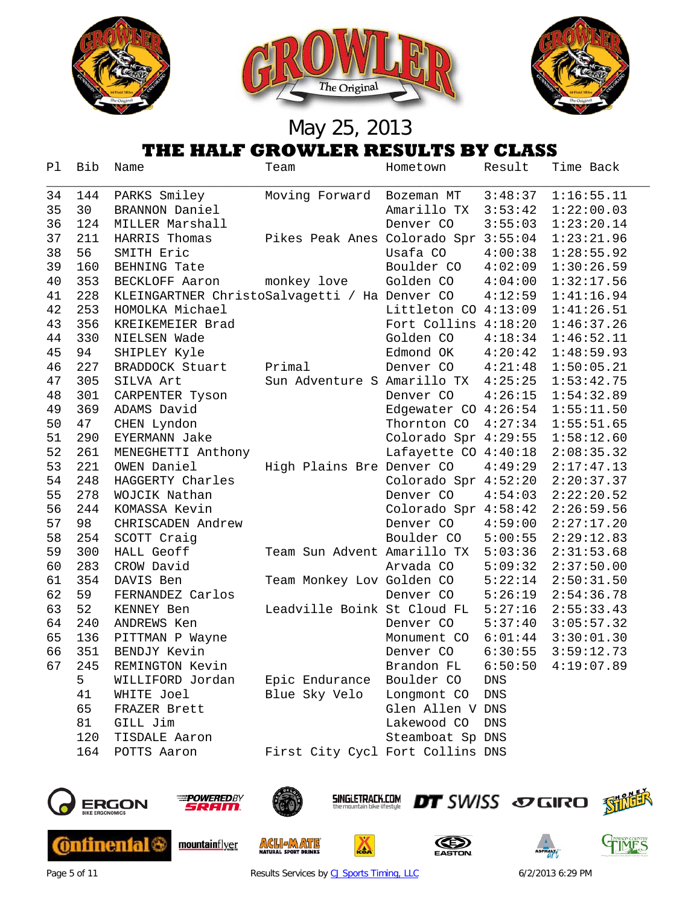May 25, 2013

## THE HALF GROWLER RESULTS BY CLASS

| Pl | Bib | Name | Team | Hometown | Result | Time Back |
|---|---|---|---|---|---|---|
| 34 | 144 | PARKS Smiley | Moving Forward | Bozeman MT | 3:48:37 | 1:16:55.11 |
| 35 | 30 | BRANNON Daniel | | Amarillo TX | 3:53:42 | 1:22:00.03 |
| 36 | 124 | MILLER Marshall | | Denver CO | 3:55:03 | 1:23:20.14 |
| 37 | 211 | HARRIS Thomas | Pikes Peak Anes | Colorado Spr | 3:55:04 | 1:23:21.96 |
| 38 | 56 | SMITH Eric | | Usafa CO | 4:00:38 | 1:28:55.92 |
| 39 | 160 | BEHNING Tate | | Boulder CO | 4:02:09 | 1:30:26.59 |
| 40 | 353 | BECKLOFF Aaron | monkey love | Golden CO | 4:04:00 | 1:32:17.56 |
| 41 | 228 | KLEINGARTNER Christo | Salvagetti / Ha | Denver CO | 4:12:59 | 1:41:16.94 |
| 42 | 253 | HOMOLKA Michael | | Littleton CO | 4:13:09 | 1:41:26.51 |
| 43 | 356 | KREIKEMEIER Brad | | Fort Collins | 4:18:20 | 1:46:37.26 |
| 44 | 330 | NIELSEN Wade | | Golden CO | 4:18:34 | 1:46:52.11 |
| 45 | 94 | SHIPLEY Kyle | | Edmond OK | 4:20:42 | 1:48:59.93 |
| 46 | 227 | BRADDOCK Stuart | Primal | Denver CO | 4:21:48 | 1:50:05.21 |
| 47 | 305 | SILVA Art | Sun Adventure S | Amarillo TX | 4:25:25 | 1:53:42.75 |
| 48 | 301 | CARPENTER Tyson | | Denver CO | 4:26:15 | 1:54:32.89 |
| 49 | 369 | ADAMS David | | Edgewater CO | 4:26:54 | 1:55:11.50 |
| 50 | 47 | CHEN Lyndon | | Thornton CO | 4:27:34 | 1:55:51.65 |
| 51 | 290 | EYERMANN Jake | | Colorado Spr | 4:29:55 | 1:58:12.60 |
| 52 | 261 | MENEGHETTI Anthony | | Lafayette CO | 4:40:18 | 2:08:35.32 |
| 53 | 221 | OWEN Daniel | High Plains Bre | Denver CO | 4:49:29 | 2:17:47.13 |
| 54 | 248 | HAGGERTY Charles | | Colorado Spr | 4:52:20 | 2:20:37.37 |
| 55 | 278 | WOJCIK Nathan | | Denver CO | 4:54:03 | 2:22:20.52 |
| 56 | 244 | KOMASSA Kevin | | Colorado Spr | 4:58:42 | 2:26:59.56 |
| 57 | 98 | CHRISCADEN Andrew | | Denver CO | 4:59:00 | 2:27:17.20 |
| 58 | 254 | SCOTT Craig | | Boulder CO | 5:00:55 | 2:29:12.83 |
| 59 | 300 | HALL Geoff | Team Sun Advent | Amarillo TX | 5:03:36 | 2:31:53.68 |
| 60 | 283 | CROW David | | Arvada CO | 5:09:32 | 2:37:50.00 |
| 61 | 354 | DAVIS Ben | Team Monkey Lov | Golden CO | 5:22:14 | 2:50:31.50 |
| 62 | 59 | FERNANDEZ Carlos | | Denver CO | 5:26:19 | 2:54:36.78 |
| 63 | 52 | KENNEY Ben | Leadville Boink | St Cloud FL | 5:27:16 | 2:55:33.43 |
| 64 | 240 | ANDREWS Ken | | Denver CO | 5:37:40 | 3:05:57.32 |
| 65 | 136 | PITTMAN P Wayne | | Monument CO | 6:01:44 | 3:30:01.30 |
| 66 | 351 | BENDJY Kevin | | Denver CO | 6:30:55 | 3:59:12.73 |
| 67 | 245 | REMINGTON Kevin | | Brandon FL | 6:50:50 | 4:19:07.89 |
| | 5 | WILLIFORD Jordan | Epic Endurance | Boulder CO | DNS | |
| | 41 | WHITE Joel | Blue Sky Velo | Longmont CO | DNS | |
| | 65 | FRAZER Brett | | Glen Allen V | DNS | |
| | 81 | GILL Jim | | Lakewood CO | DNS | |
| | 120 | TISDALE Aaron | | Steamboat Sp | DNS | |
| | 164 | POTTS Aaron | First City Cycl | Fort Collins | DNS | |

Results Services by CJ Sports Timing, LLC 6/2/2013 6:29 PM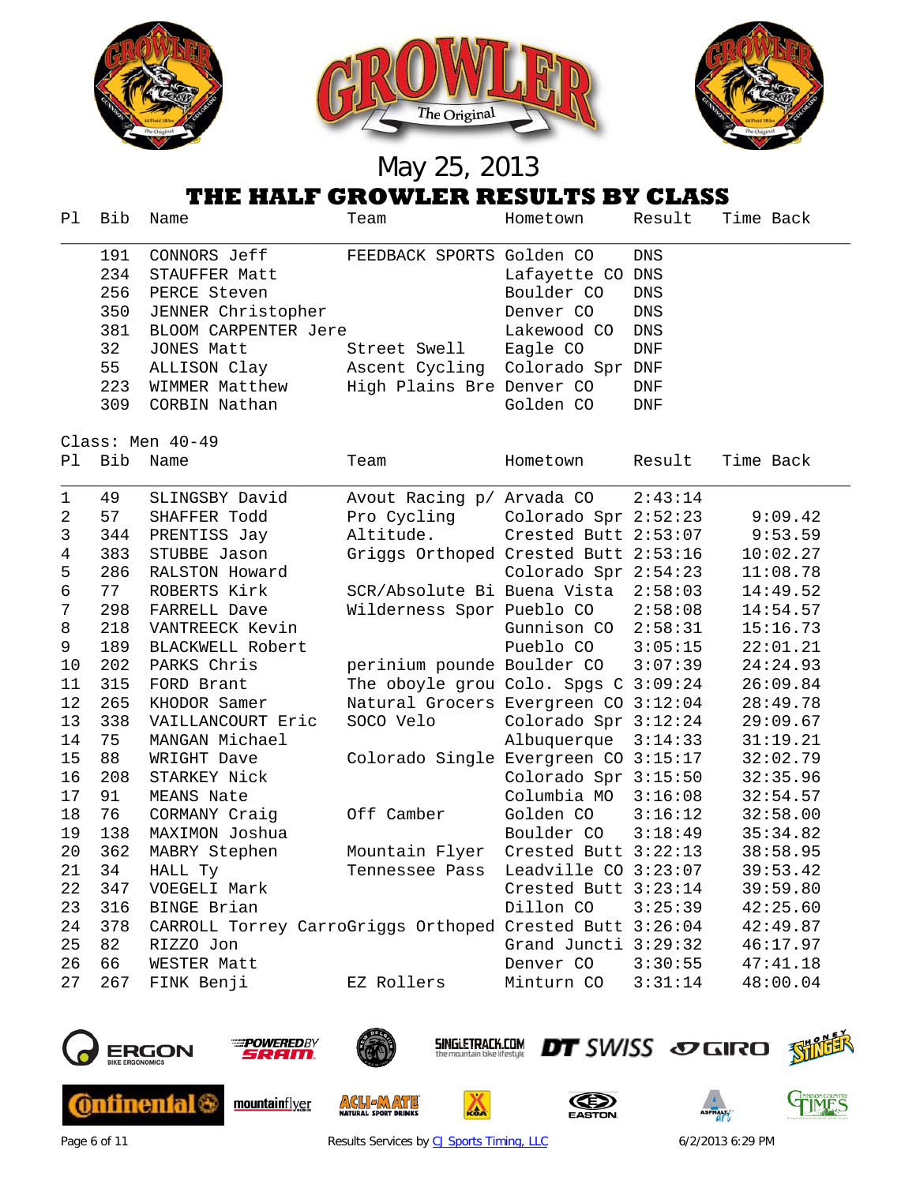May 25, 2013

# THE HALF GROWLER RESULTS BY CLASS

| Pl | Bib | Name | Team | Hometown | Result | Time Back |
|---|---|---|---|---|---|---|
| | 191 | CONNORS Jeff | FEEDBACK SPORTS | Golden CO | DNS | |
| | 234 | STAUFFER Matt | | Lafayette CO | DNS | |
| | 256 | PERCE Steven | | Boulder CO | DNS | |
| | 350 | JENNER Christopher | | Denver CO | DNS | |
| | 381 | BLOOM CARPENTER Jere | | Lakewood CO | DNS | |
| | 32 | JONES Matt | Street Swell | Eagle CO | DNF | |
| | 55 | ALLISON Clay | Ascent Cycling | Colorado Spr | DNF | |
| | 223 | WIMMER Matthew | High Plains Bre | Denver CO | DNF | |
| | 309 | CORBIN Nathan | | Golden CO | DNF | |

Class: Men 40-49

| Pl | Bib | Name | Team | Hometown | Result | Time Back |
|---|---|---|---|---|---|---|
| 1 | 49 | SLINGSBY David | Avout Racing p/ | Arvada CO | 2:43:14 | |
| 2 | 57 | SHAFFER Todd | Pro Cycling | Colorado Spr | 2:52:23 | 9:09.42 |
| 3 | 344 | PRENTISS Jay | Altitude. | Crested Butt | 2:53:07 | 9:53.59 |
| 4 | 383 | STUBBE Jason | Griggs Orthoped | Crested Butt | 2:53:16 | 10:02.27 |
| 5 | 286 | RALSTON Howard | | Colorado Spr | 2:54:23 | 11:08.78 |
| 6 | 77 | ROBERTS Kirk | SCR/Absolute Bi | Buena Vista | 2:58:03 | 14:49.52 |
| 7 | 298 | FARRELL Dave | Wilderness Spor | Pueblo CO | 2:58:08 | 14:54.57 |
| 8 | 218 | VANTREECK Kevin | | Gunnison CO | 2:58:31 | 15:16.73 |
| 9 | 189 | BLACKWELL Robert | | Pueblo CO | 3:05:15 | 22:01.21 |
| 10 | 202 | PARKS Chris | perinium pounde | Boulder CO | 3:07:39 | 24:24.93 |
| 11 | 315 | FORD Brant | The oboyle grou | Colo. Spgs C | 3:09:24 | 26:09.84 |
| 12 | 265 | KHODOR Samer | Natural Grocers | Evergreen CO | 3:12:04 | 28:49.78 |
| 13 | 338 | VAILLANCOURT Eric | SOCO Velo | Colorado Spr | 3:12:24 | 29:09.67 |
| 14 | 75 | MANGAN Michael | | Albuquerque | 3:14:33 | 31:19.21 |
| 15 | 88 | WRIGHT Dave | Colorado Single | Evergreen CO | 3:15:17 | 32:02.79 |
| 16 | 208 | STARKEY Nick | | Colorado Spr | 3:15:50 | 32:35.96 |
| 17 | 91 | MEANS Nate | | Columbia MO | 3:16:08 | 32:54.57 |
| 18 | 76 | CORMANY Craig | Off Camber | Golden CO | 3:16:12 | 32:58.00 |
| 19 | 138 | MAXIMON Joshua | | Boulder CO | 3:18:49 | 35:34.82 |
| 20 | 362 | MABRY Stephen | Mountain Flyer | Crested Butt | 3:22:13 | 38:58.95 |
| 21 | 34 | HALL Ty | Tennessee Pass | Leadville CO | 3:23:07 | 39:53.42 |
| 22 | 347 | VOEGELI Mark | | Crested Butt | 3:23:14 | 39:59.80 |
| 23 | 316 | BINGE Brian | | Dillon CO | 3:25:39 | 42:25.60 |
| 24 | 378 | CARROLL Torrey Carro | Griggs Orthoped | Crested Butt | 3:26:04 | 42:49.87 |
| 25 | 82 | RIZZO Jon | | Grand Juncti | 3:29:32 | 46:17.97 |
| 26 | 66 | WESTER Matt | | Denver CO | 3:30:55 | 47:41.18 |
| 27 | 267 | FINK Benji | EZ Rollers | Minturn CO | 3:31:14 | 48:00.04 |

Results Services by CJ Sports Timing, LLC — 6/2/2013 6:29 PM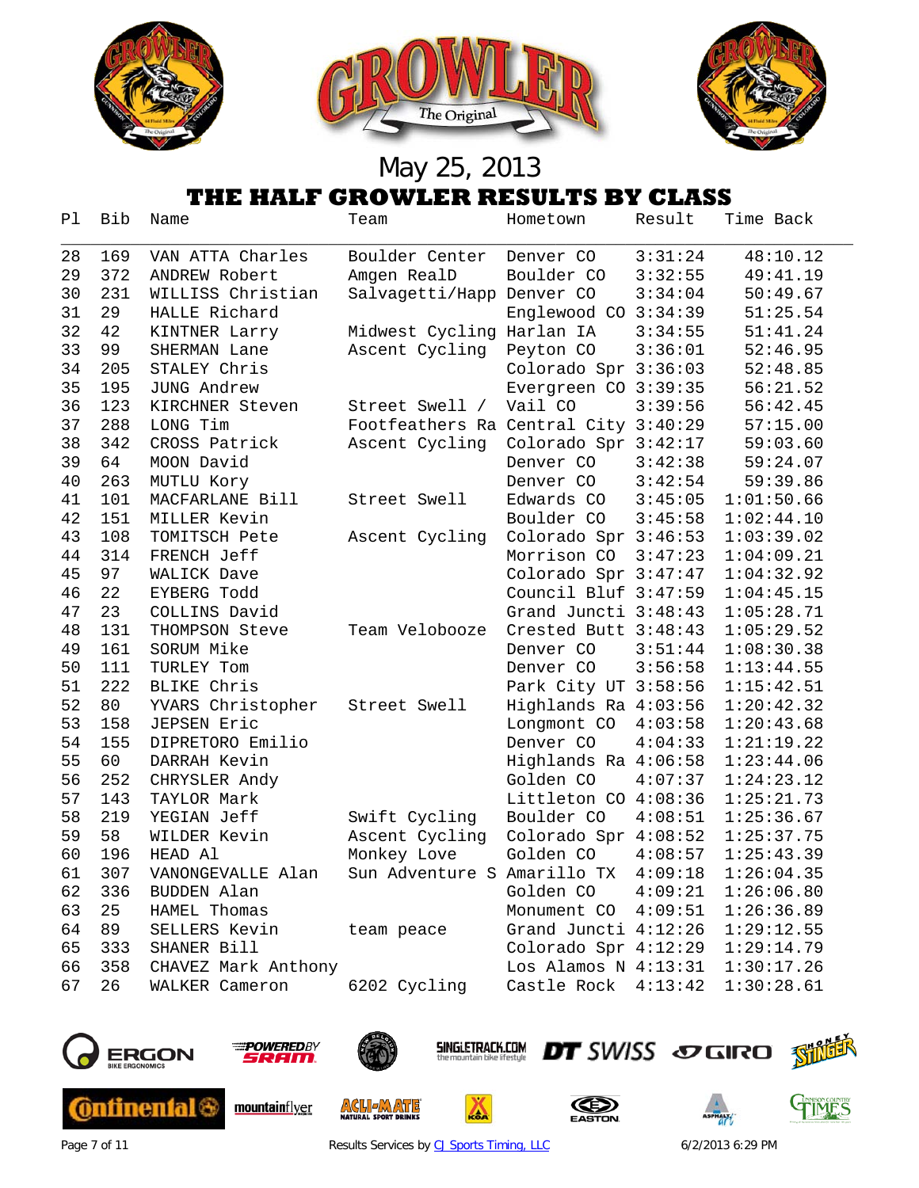May 25, 2013

# THE HALF GROWLER RESULTS BY CLASS

| Pl | Bib | Name | Team | Hometown | Result | Time Back |
|---|---|---|---|---|---|---|
| 28 | 169 | VAN ATTA Charles | Boulder Center | Denver CO | 3:31:24 | 48:10.12 |
| 29 | 372 | ANDREW Robert | Amgen Real D | Boulder CO | 3:32:55 | 49:41.19 |
| 30 | 231 | WILLISS Christian | Salvagetti/Happ | Denver CO | 3:34:04 | 50:49.67 |
| 31 | 29 | HALLE Richard | | Englewood CO | 3:34:39 | 51:25.54 |
| 32 | 42 | KINTNER Larry | Midwest Cycling | Harlan IA | 3:34:55 | 51:41.24 |
| 33 | 99 | SHERMAN Lane | Ascent Cycling | Peyton CO | 3:36:01 | 52:46.95 |
| 34 | 205 | STALEY Chris | | Colorado Spr | 3:36:03 | 52:48.85 |
| 35 | 195 | JUNG Andrew | | Evergreen CO | 3:39:35 | 56:21.52 |
| 36 | 123 | KIRCHNER Steven | Street Swell / | Vail CO | 3:39:56 | 56:42.45 |
| 37 | 288 | LONG Tim | Footfeathers Ra | Central City | 3:40:29 | 57:15.00 |
| 38 | 342 | CROSS Patrick | Ascent Cycling | Colorado Spr | 3:42:17 | 59:03.60 |
| 39 | 64 | MOON David | | Denver CO | 3:42:38 | 59:24.07 |
| 40 | 263 | MUTLU Kory | | Denver CO | 3:42:54 | 59:39.86 |
| 41 | 101 | MACFARLANE Bill | Street Swell | Edwards CO | 3:45:05 | 1:01:50.66 |
| 42 | 151 | MILLER Kevin | | Boulder CO | 3:45:58 | 1:02:44.10 |
| 43 | 108 | TOMITSCH Pete | Ascent Cycling | Colorado Spr | 3:46:53 | 1:03:39.02 |
| 44 | 314 | FRENCH Jeff | | Morrison CO | 3:47:23 | 1:04:09.21 |
| 45 | 97 | WALICK Dave | | Colorado Spr | 3:47:47 | 1:04:32.92 |
| 46 | 22 | EYBERG Todd | | Council Bluf | 3:47:59 | 1:04:45.15 |
| 47 | 23 | COLLINS David | | Grand Juncti | 3:48:43 | 1:05:28.71 |
| 48 | 131 | THOMPSON Steve | Team Velobooze | Crested Butt | 3:48:43 | 1:05:29.52 |
| 49 | 161 | SORUM Mike | | Denver CO | 3:51:44 | 1:08:30.38 |
| 50 | 111 | TURLEY Tom | | Denver CO | 3:56:58 | 1:13:44.55 |
| 51 | 222 | BLIKE Chris | | Park City UT | 3:58:56 | 1:15:42.51 |
| 52 | 80 | YVARS Christopher | Street Swell | Highlands Ra | 4:03:56 | 1:20:42.32 |
| 53 | 158 | JEPSEN Eric | | Longmont CO | 4:03:58 | 1:20:43.68 |
| 54 | 155 | DIPRETORO Emilio | | Denver CO | 4:04:33 | 1:21:19.22 |
| 55 | 60 | DARRAH Kevin | | Highlands Ra | 4:06:58 | 1:23:44.06 |
| 56 | 252 | CHRYSLER Andy | | Golden CO | 4:07:37 | 1:24:23.12 |
| 57 | 143 | TAYLOR Mark | | Littleton CO | 4:08:36 | 1:25:21.73 |
| 58 | 219 | YEGIAN Jeff | Swift Cycling | Boulder CO | 4:08:51 | 1:25:36.67 |
| 59 | 58 | WILDER Kevin | Ascent Cycling | Colorado Spr | 4:08:52 | 1:25:37.75 |
| 60 | 196 | HEAD Al | Monkey Love | Golden CO | 4:08:57 | 1:25:43.39 |
| 61 | 307 | VANONGEVALLE Alan | Sun Adventure S | Amarillo TX | 4:09:18 | 1:26:04.35 |
| 62 | 336 | BUDDEN Alan | | Golden CO | 4:09:21 | 1:26:06.80 |
| 63 | 25 | HAMEL Thomas | | Monument CO | 4:09:51 | 1:26:36.89 |
| 64 | 89 | SELLERS Kevin | team peace | Grand Juncti | 4:12:26 | 1:29:12.55 |
| 65 | 333 | SHANER Bill | | Colorado Spr | 4:12:29 | 1:29:14.79 |
| 66 | 358 | CHAVEZ Mark Anthony | | Los Alamos N | 4:13:31 | 1:30:17.26 |
| 67 | 26 | WALKER Cameron | 6202 Cycling | Castle Rock | 4:13:42 | 1:30:28.61 |

Results Services by CJ Sports Timing, LLC

6/2/2013 6:29 PM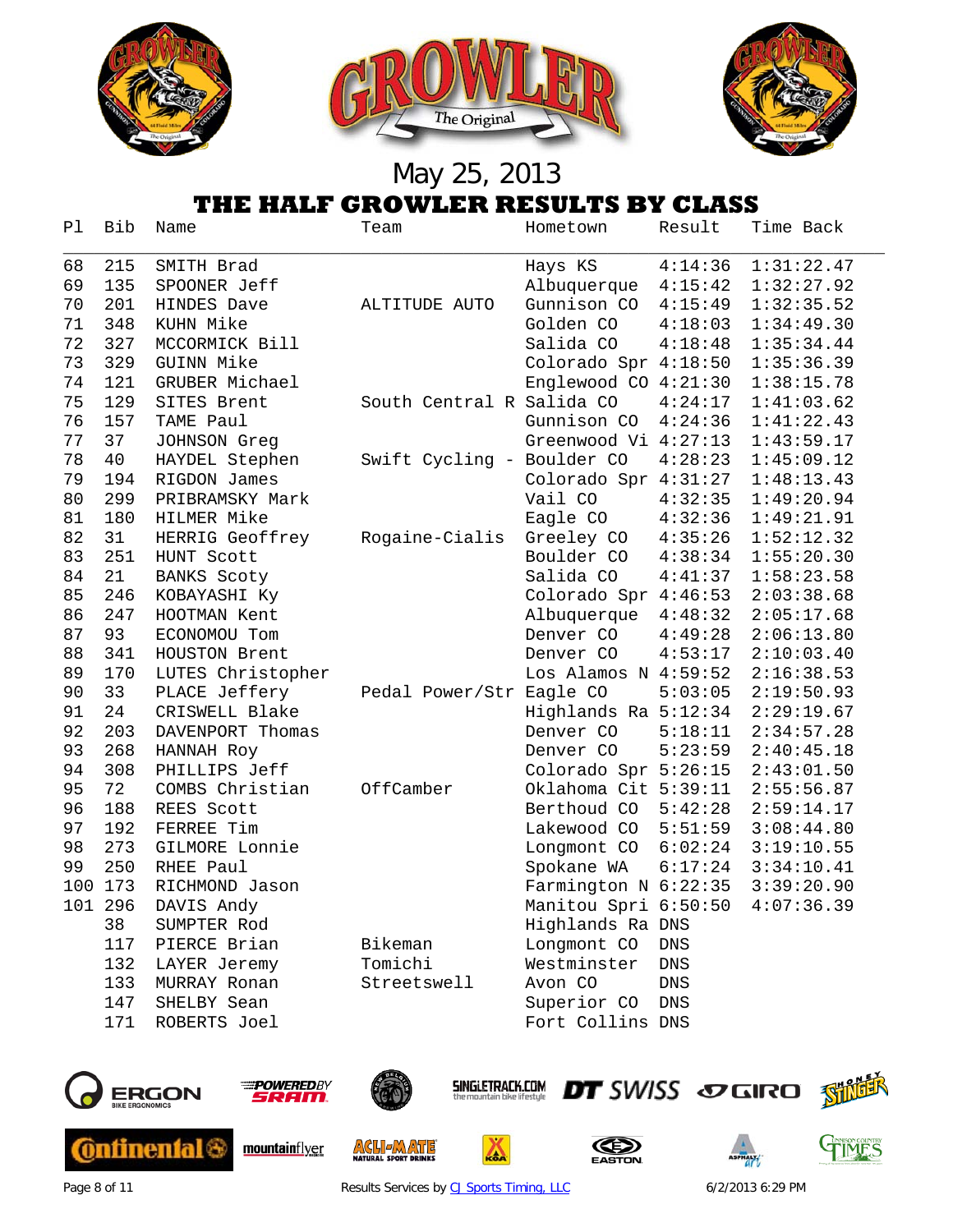May 25, 2013

# THE HALF GROWLER RESULTS BY CLASS

| Pl | Bib | Name | Team | Hometown | Result | Time Back |
|---|---|---|---|---|---|---|
| 68 | 215 | SMITH Brad | | Hays KS | 4:14:36 | 1:31:22.47 |
| 69 | 135 | SPOONER Jeff | | Albuquerque | 4:15:42 | 1:32:27.92 |
| 70 | 201 | HINDES Dave | ALTITUDE AUTO | Gunnison CO | 4:15:49 | 1:32:35.52 |
| 71 | 348 | KUHN Mike | | Golden CO | 4:18:03 | 1:34:49.30 |
| 72 | 327 | MCCORMICK Bill | | Salida CO | 4:18:48 | 1:35:34.44 |
| 73 | 329 | GUINN Mike | | Colorado Spr | 4:18:50 | 1:35:36.39 |
| 74 | 121 | GRUBER Michael | | Englewood CO | 4:21:30 | 1:38:15.78 |
| 75 | 129 | SITES Brent | South Central R | Salida CO | 4:24:17 | 1:41:03.62 |
| 76 | 157 | TAME Paul | | Gunnison CO | 4:24:36 | 1:41:22.43 |
| 77 | 37 | JOHNSON Greg | | Greenwood Vi | 4:27:13 | 1:43:59.17 |
| 78 | 40 | HAYDEL Stephen | Swift Cycling - | Boulder CO | 4:28:23 | 1:45:09.12 |
| 79 | 194 | RIGDON James | | Colorado Spr | 4:31:27 | 1:48:13.43 |
| 80 | 299 | PRIBRAMSKY Mark | | Vail CO | 4:32:35 | 1:49:20.94 |
| 81 | 180 | HILMER Mike | | Eagle CO | 4:32:36 | 1:49:21.91 |
| 82 | 31 | HERRIG Geoffrey | Rogaine-Cialis | Greeley CO | 4:35:26 | 1:52:12.32 |
| 83 | 251 | HUNT Scott | | Boulder CO | 4:38:34 | 1:55:20.30 |
| 84 | 21 | BANKS Scoty | | Salida CO | 4:41:37 | 1:58:23.58 |
| 85 | 246 | KOBAYASHI Ky | | Colorado Spr | 4:46:53 | 2:03:38.68 |
| 86 | 247 | HOOTMAN Kent | | Albuquerque | 4:48:32 | 2:05:17.68 |
| 87 | 93 | ECONOMOU Tom | | Denver CO | 4:49:28 | 2:06:13.80 |
| 88 | 341 | HOUSTON Brent | | Denver CO | 4:53:17 | 2:10:03.40 |
| 89 | 170 | LUTES Christopher | | Los Alamos N | 4:59:52 | 2:16:38.53 |
| 90 | 33 | PLACE Jeffery | Pedal Power/Str | Eagle CO | 5:03:05 | 2:19:50.93 |
| 91 | 24 | CRISWELL Blake | | Highlands Ra | 5:12:34 | 2:29:19.67 |
| 92 | 203 | DAVENPORT Thomas | | Denver CO | 5:18:11 | 2:34:57.28 |
| 93 | 268 | HANNAH Roy | | Denver CO | 5:23:59 | 2:40:45.18 |
| 94 | 308 | PHILLIPS Jeff | | Colorado Spr | 5:26:15 | 2:43:01.50 |
| 95 | 72 | COMBS Christian | OffCamber | Oklahoma Cit | 5:39:11 | 2:55:56.87 |
| 96 | 188 | REES Scott | | Berthoud CO | 5:42:28 | 2:59:14.17 |
| 97 | 192 | FERREE Tim | | Lakewood CO | 5:51:59 | 3:08:44.80 |
| 98 | 273 | GILMORE Lonnie | | Longmont CO | 6:02:24 | 3:19:10.55 |
| 99 | 250 | RHEE Paul | | Spokane WA | 6:17:24 | 3:34:10.41 |
| 100 | 173 | RICHMOND Jason | | Farmington N | 6:22:35 | 3:39:20.90 |
| 101 | 296 | DAVIS Andy | | Manitou Spri | 6:50:50 | 4:07:36.39 |
| | 38 | SUMPTER Rod | | Highlands Ra | DNS | |
| | 117 | PIERCE Brian | Bikeman | Longmont CO | DNS | |
| | 132 | LAYER Jeremy | Tomichi | Westminster | DNS | |
| | 133 | MURRAY Ronan | Streetswell | Avon CO | DNS | |
| | 147 | SHELBY Sean | | Superior CO | DNS | |
| | 171 | ROBERTS Joel | | Fort Collins | DNS | |

Results Services by CJ Sports Timing, LLC

6/2/2013 6:29 PM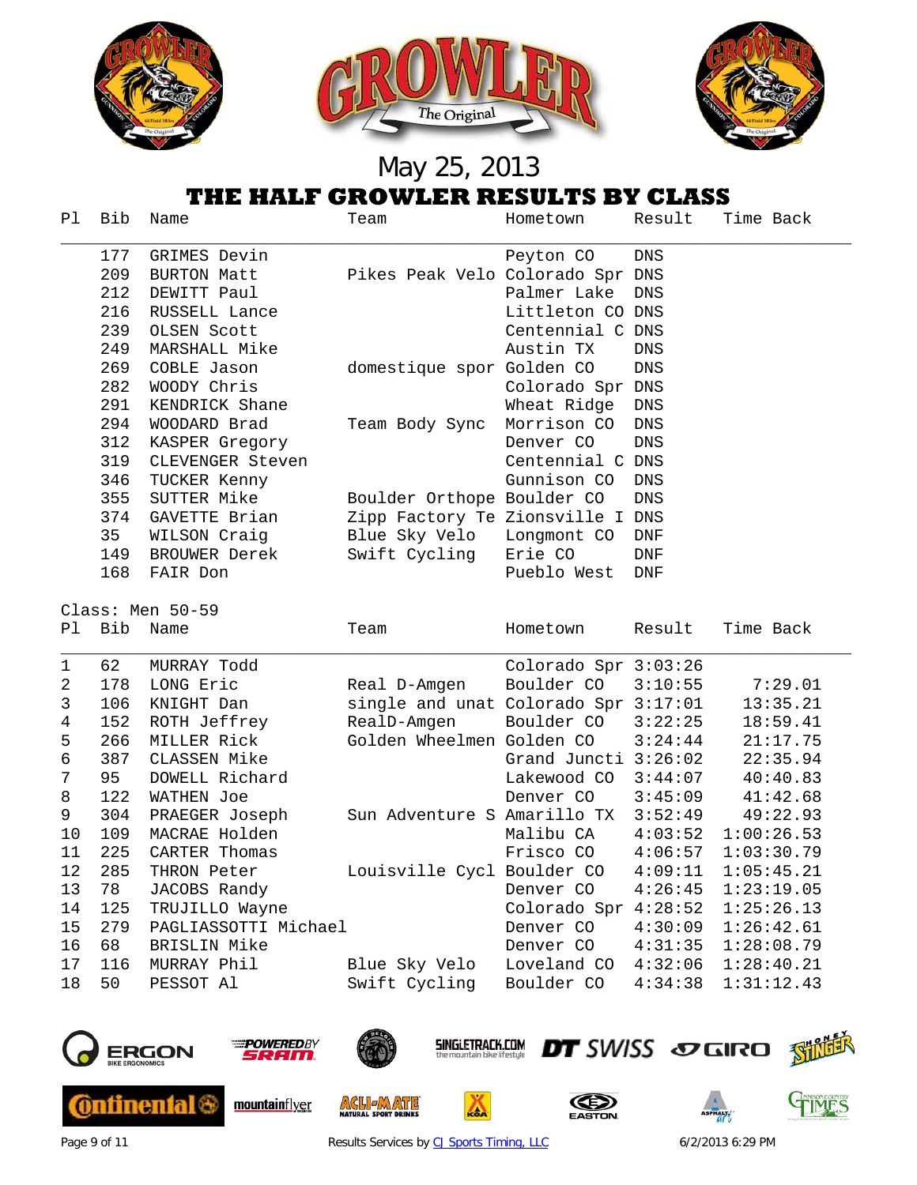May 25, 2013

# THE HALF GROWLER RESULTS BY CLASS

| Pl | Bib | Name | Team | Hometown | Result | Time Back |
|---|---|---|---|---|---|---|
| | 177 | GRIMES Devin | | Peyton CO | DNS | |
| | 209 | BURTON Matt | Pikes Peak Velo | Colorado Spr | DNS | |
| | 212 | DEWITT Paul | | Palmer Lake | DNS | |
| | 216 | RUSSELL Lance | | Littleton CO | DNS | |
| | 239 | OLSEN Scott | | Centennial C | DNS | |
| | 249 | MARSHALL Mike | | Austin TX | DNS | |
| | 269 | COBLE Jason | domestique spor | Golden CO | DNS | |
| | 282 | WOODY Chris | | Colorado Spr | DNS | |
| | 291 | KENDRICK Shane | | Wheat Ridge | DNS | |
| | 294 | WOODARD Brad | Team Body Sync | Morrison CO | DNS | |
| | 312 | KASPER Gregory | | Denver CO | DNS | |
| | 319 | CLEVENGER Steven | | Centennial C | DNS | |
| | 346 | TUCKER Kenny | | Gunnison CO | DNS | |
| | 355 | SUTTER Mike | Boulder Orthope | Boulder CO | DNS | |
| | 374 | GAVETTE Brian | Zipp Factory Te | Zionsville I | DNS | |
| | 35 | WILSON Craig | Blue Sky Velo | Longmont CO | DNF | |
| | 149 | BROUWER Derek | Swift Cycling | Erie CO | DNF | |
| | 168 | FAIR Don | | Pueblo West | DNF | |

Class: Men 50-59

| Pl | Bib | Name | Team | Hometown | Result | Time Back |
|---|---|---|---|---|---|---|
| 1 | 62 | MURRAY Todd | | Colorado Spr | 3:03:26 | |
| 2 | 178 | LONG Eric | Real D-Amgen | Boulder CO | 3:10:55 | 7:29.01 |
| 3 | 106 | KNIGHT Dan | single and unat | Colorado Spr | 3:17:01 | 13:35.21 |
| 4 | 152 | ROTH Jeffrey | RealD-Amgen | Boulder CO | 3:22:25 | 18:59.41 |
| 5 | 266 | MILLER Rick | Golden Wheelmen | Golden CO | 3:24:44 | 21:17.75 |
| 6 | 387 | CLASSEN Mike | | Grand Juncti | 3:26:02 | 22:35.94 |
| 7 | 95 | DOWELL Richard | | Lakewood CO | 3:44:07 | 40:40.83 |
| 8 | 122 | WATHEN Joe | | Denver CO | 3:45:09 | 41:42.68 |
| 9 | 304 | PRAEGER Joseph | Sun Adventure S | Amarillo TX | 3:52:49 | 49:22.93 |
| 10 | 109 | MACRAE Holden | | Malibu CA | 4:03:52 | 1:00:26.53 |
| 11 | 225 | CARTER Thomas | | Frisco CO | 4:06:57 | 1:03:30.79 |
| 12 | 285 | THRON Peter | Louisville Cycl | Boulder CO | 4:09:11 | 1:05:45.21 |
| 13 | 78 | JACOBS Randy | | Denver CO | 4:26:45 | 1:23:19.05 |
| 14 | 125 | TRUJILLO Wayne | | Colorado Spr | 4:28:52 | 1:25:26.13 |
| 15 | 279 | PAGLIASSOTTI Michael | | Denver CO | 4:30:09 | 1:26:42.61 |
| 16 | 68 | BRISLIN Mike | | Denver CO | 4:31:35 | 1:28:08.79 |
| 17 | 116 | MURRAY Phil | Blue Sky Velo | Loveland CO | 4:32:06 | 1:28:40.21 |
| 18 | 50 | PESSOT Al | Swift Cycling | Boulder CO | 4:34:38 | 1:31:12.43 |

Results Services by CJ Sports Timing, LLC

6/2/2013 6:29 PM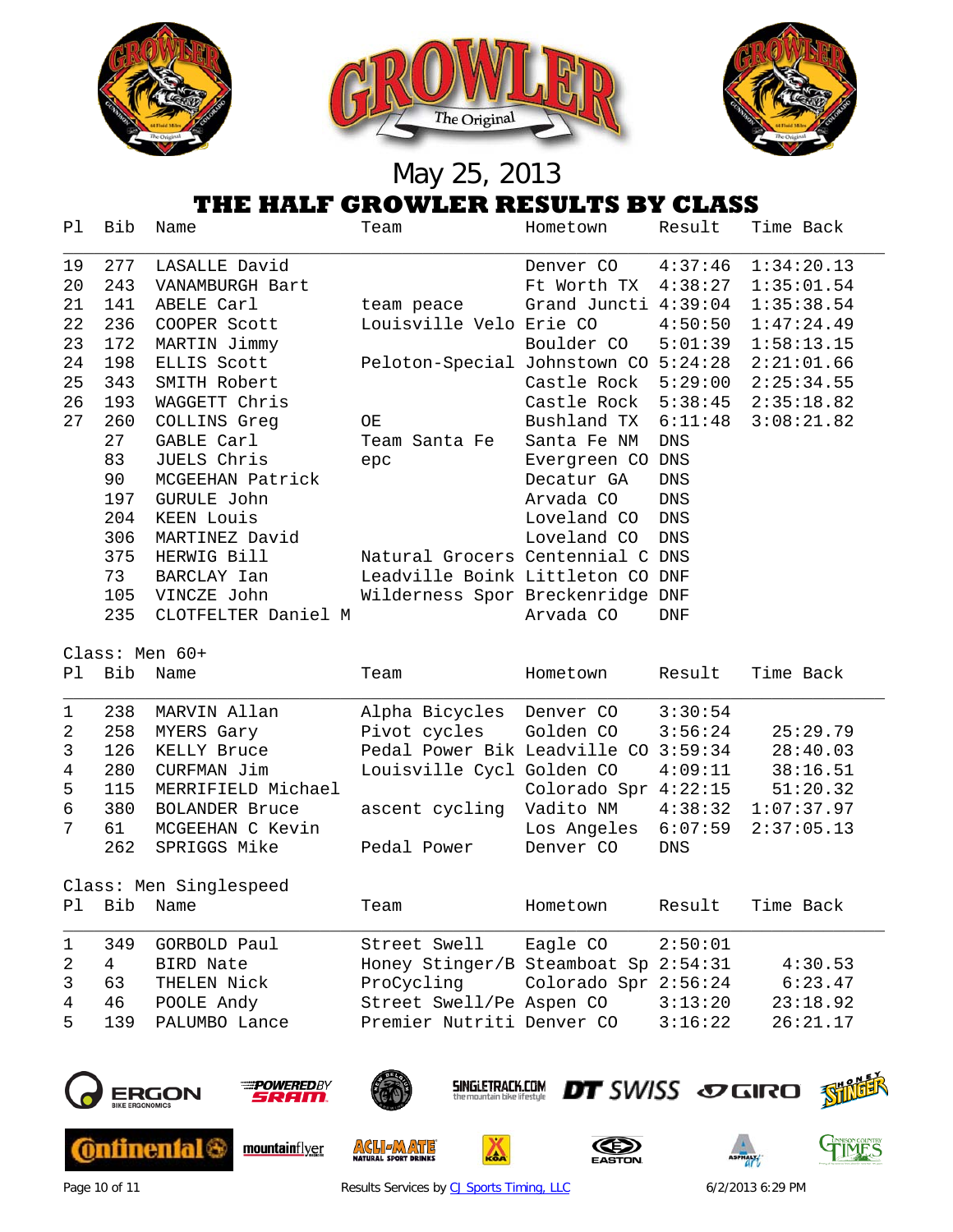May 25, 2013

# THE HALF GROWLER RESULTS BY CLASS

| Pl | Bib | Name | Team | Hometown | Result | Time Back |
|---|---|---|---|---|---|---|
| 19 | 277 | LASALLE David | | Denver CO | 4:37:46 | 1:34:20.13 |
| 20 | 243 | VANAMBURGH Bart | | Ft Worth TX | 4:38:27 | 1:35:01.54 |
| 21 | 141 | ABELE Carl | team peace | Grand Juncti | 4:39:04 | 1:35:38.54 |
| 22 | 236 | COOPER Scott | Louisville Velo | Erie CO | 4:50:50 | 1:47:24.49 |
| 23 | 172 | MARTIN Jimmy | | Boulder CO | 5:01:39 | 1:58:13.15 |
| 24 | 198 | ELLIS Scott | Peloton-Special | Johnstown CO | 5:24:28 | 2:21:01.66 |
| 25 | 343 | SMITH Robert | | Castle Rock | 5:29:00 | 2:25:34.55 |
| 26 | 193 | WAGGETT Chris | | Castle Rock | 5:38:45 | 2:35:18.82 |
| 27 | 260 | COLLINS Greg | OE | Bushland TX | 6:11:48 | 3:08:21.82 |
| | 27 | GABLE Carl | Team Santa Fe | Santa Fe NM | DNS | |
| | 83 | JUELS Chris | epc | Evergreen CO | DNS | |
| | 90 | MCGEEHAN Patrick | | Decatur GA | DNS | |
| | 197 | GURULE John | | Arvada CO | DNS | |
| | 204 | KEEN Louis | | Loveland CO | DNS | |
| | 306 | MARTINEZ David | | Loveland CO | DNS | |
| | 375 | HERWIG Bill | Natural Grocers | Centennial C | DNS | |
| | 73 | BARCLAY Ian | Leadville Boink | Littleton CO | DNF | |
| | 105 | VINCZE John | Wilderness Spor | Breckenridge | DNF | |
| | 235 | CLOTFELTER Daniel M | | Arvada CO | DNF | |

Class: Men 60+

| Pl | Bib | Name | Team | Hometown | Result | Time Back |
|---|---|---|---|---|---|---|
| 1 | 238 | MARVIN Allan | Alpha Bicycles | Denver CO | 3:30:54 | |
| 2 | 258 | MYERS Gary | Pivot cycles | Golden CO | 3:56:24 | 25:29.79 |
| 3 | 126 | KELLY Bruce | Pedal Power Bik | Leadville CO | 3:59:34 | 28:40.03 |
| 4 | 280 | CURFMAN Jim | Louisville Cycl | Golden CO | 4:09:11 | 38:16.51 |
| 5 | 115 | MERRIFIELD Michael | | Colorado Spr | 4:22:15 | 51:20.32 |
| 6 | 380 | BOLANDER Bruce | ascent cycling | Vadito NM | 4:38:32 | 1:07:37.97 |
| 7 | 61 | MCGEEHAN C Kevin | | Los Angeles | 6:07:59 | 2:37:05.13 |
| | 262 | SPRIGGS Mike | Pedal Power | Denver CO | DNS | |

Class: Men Singlespeed

| Pl | Bib | Name | Team | Hometown | Result | Time Back |
|---|---|---|---|---|---|---|
| 1 | 349 | GORBOLD Paul | Street Swell | Eagle CO | 2:50:01 | |
| 2 | 4 | BIRD Nate | Honey Stinger/B | Steamboat Sp | 2:54:31 | 4:30.53 |
| 3 | 63 | THELEN Nick | ProCycling | Colorado Spr | 2:56:24 | 6:23.47 |
| 4 | 46 | POOLE Andy | Street Swell/Pe | Aspen CO | 3:13:20 | 23:18.92 |
| 5 | 139 | PALUMBO Lance | Premier Nutriti | Denver CO | 3:16:22 | 26:21.17 |

Results Services by CJ Sports Timing, LLC — 6/2/2013 6:29 PM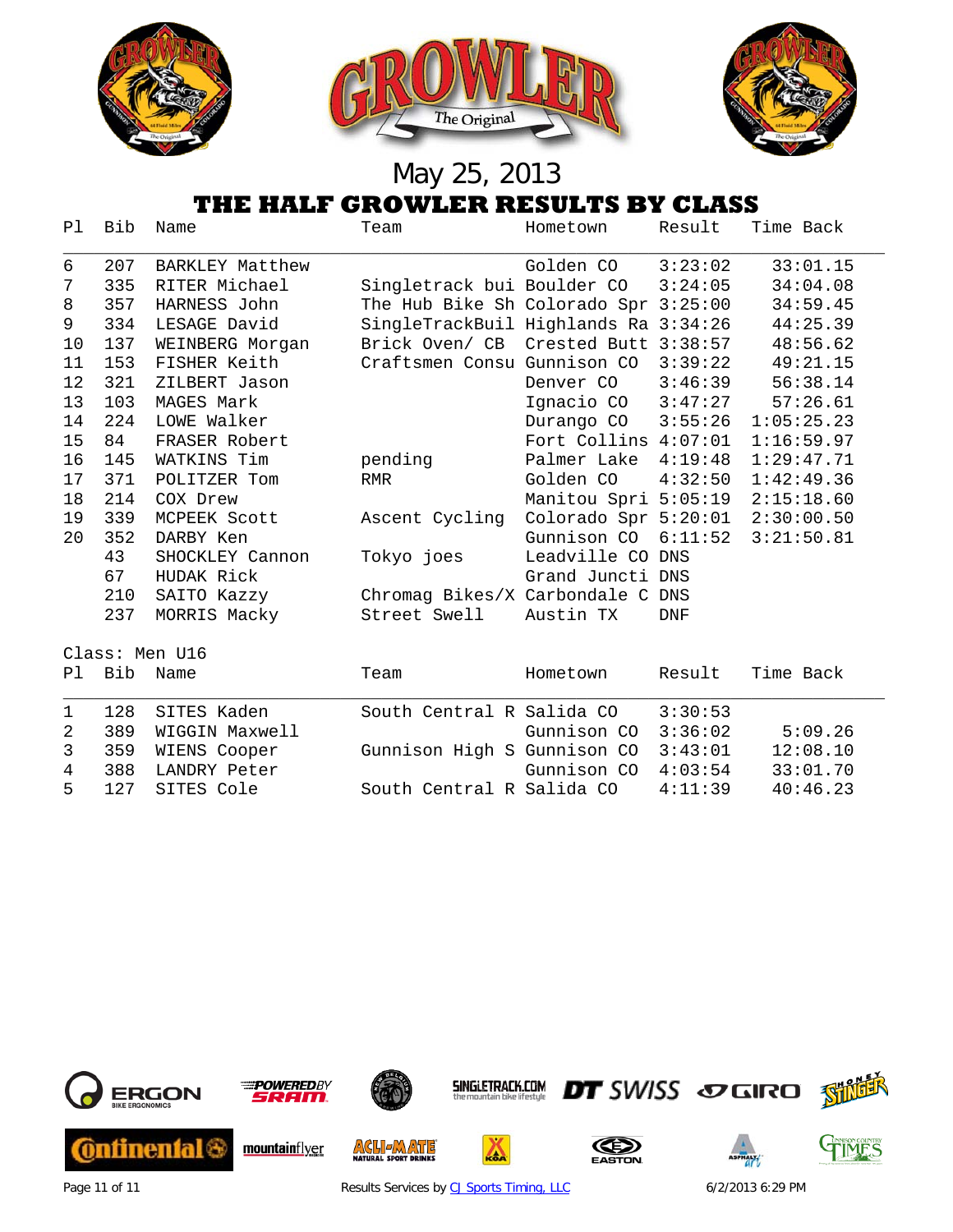May 25, 2013

# THE HALF GROWLER RESULTS BY CLASS

| Pl | Bib | Name | Team | Hometown | Result | Time Back |
|---|---|---|---|---|---|---|
| 6 | 207 | BARKLEY Matthew | | Golden CO | 3:23:02 | 33:01.15 |
| 7 | 335 | RITER Michael | Singletrack bui | Boulder CO | 3:24:05 | 34:04.08 |
| 8 | 357 | HARNESS John | The Hub Bike Sh | Colorado Spr | 3:25:00 | 34:59.45 |
| 9 | 334 | LESAGE David | SingleTrackBuil | Highlands Ra | 3:34:26 | 44:25.39 |
| 10 | 137 | WEINBERG Morgan | Brick Oven/ CB | Crested Butt | 3:38:57 | 48:56.62 |
| 11 | 153 | FISHER Keith | Craftsmen Consu | Gunnison CO | 3:39:22 | 49:21.15 |
| 12 | 321 | ZILBERT Jason | | Denver CO | 3:46:39 | 56:38.14 |
| 13 | 103 | MAGES Mark | | Ignacio CO | 3:47:27 | 57:26.61 |
| 14 | 224 | LOWE Walker | | Durango CO | 3:55:26 | 1:05:25.23 |
| 15 | 84 | FRASER Robert | | Fort Collins | 4:07:01 | 1:16:59.97 |
| 16 | 145 | WATKINS Tim | pending | Palmer Lake | 4:19:48 | 1:29:47.71 |
| 17 | 371 | POLITZER Tom | RMR | Golden CO | 4:32:50 | 1:42:49.36 |
| 18 | 214 | COX Drew | | Manitou Spri | 5:05:19 | 2:15:18.60 |
| 19 | 339 | MCPEEK Scott | Ascent Cycling | Colorado Spr | 5:20:01 | 2:30:00.50 |
| 20 | 352 | DARBY Ken | | Gunnison CO | 6:11:52 | 3:21:50.81 |
| | 43 | SHOCKLEY Cannon | Tokyo joes | Leadville CO | DNS | |
| | 67 | HUDAK Rick | | Grand Juncti | DNS | |
| | 210 | SAITO Kazzy | Chromag Bikes/X | Carbondale C | DNS | |
| | 237 | MORRIS Macky | Street Swell | Austin TX | DNF | |

Class: Men U16

| Pl | Bib | Name | Team | Hometown | Result | Time Back |
|---|---|---|---|---|---|---|
| 1 | 128 | SITES Kaden | South Central R | Salida CO | 3:30:53 | |
| 2 | 389 | WIGGIN Maxwell | | Gunnison CO | 3:36:02 | 5:09.26 |
| 3 | 359 | WIENS Cooper | Gunnison High S | Gunnison CO | 3:43:01 | 12:08.10 |
| 4 | 388 | LANDRY Peter | | Gunnison CO | 4:03:54 | 33:01.70 |
| 5 | 127 | SITES Cole | South Central R | Salida CO | 4:11:39 | 40:46.23 |

Results Services by CJ Sports Timing, LLC

6/2/2013 6:29 PM